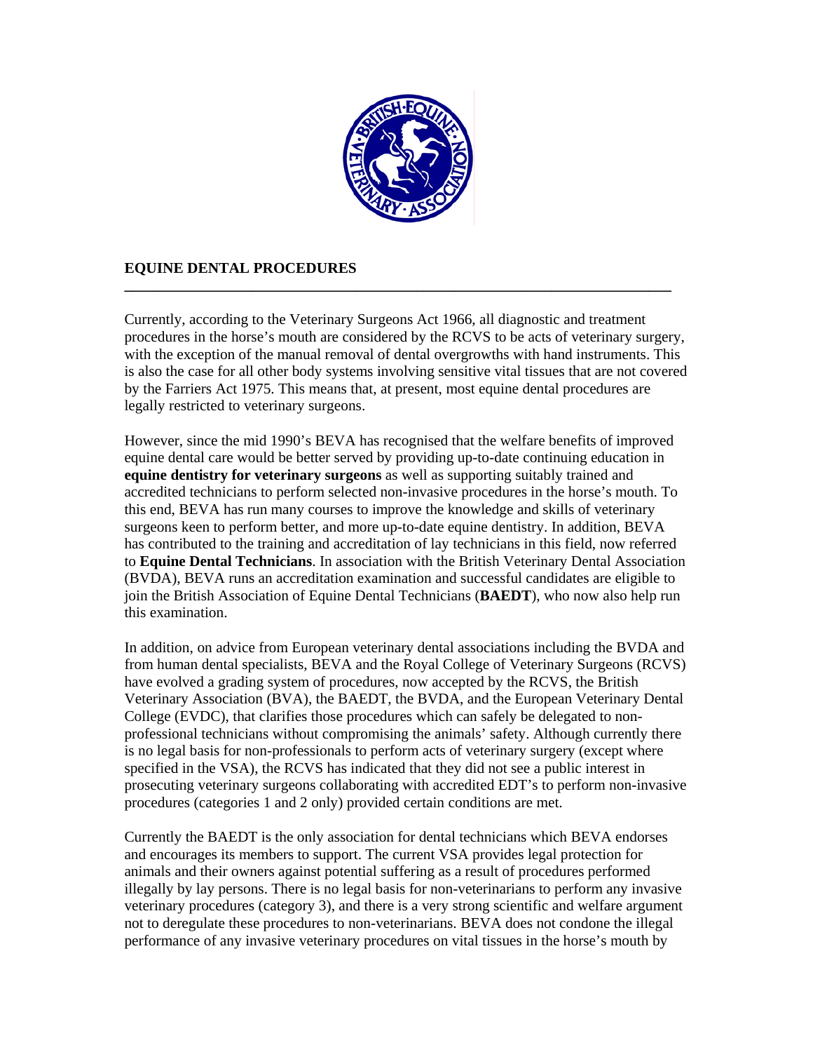# EQUINE DENTAL PROCEDURES

Currently, according to the Veterinary Surgeons Act 1966, all diagnostic and treatment procedures in the horse's mouth are considered by the RCVS to be acts of veterinary surgery, with the exception of the manual removal of dental overgrowths with hand instruments. This is also the case for all other body systems involving sensitive vital tissues that are not covered by the Farriers Act 1975. This means that, at present, most equine dental procedures are legally restricted to veterinary surgeons.

However, since the mid 1990's BEVA has recognised that the welfare benefits of improved equine dental care would be better served by providing up-to-date continuing education in **equine dentistry for veterinary surgeons** as well as supporting suitably trained and accredited technicians to perform selected non-invasive procedures in the horse's mouth. To this end, BEVA has run many courses to improve the knowledge and skills of veterinary surgeons keen to perform better, and more up-to-date equine dentistry. In addition, BEVA has contributed to the training and accreditation of lay technicians in this field, now referred to **Equine Dental Technicians**. In association with the British Veterinary Dental Association (BVDA), BEVA runs an accreditation examination and successful candidates are eligible to join the British Association of Equine Dental Technicians (**BAEDT**), who now also help run this examination.

In addition, on advice from European veterinary dental associations including the BVDA and from human dental specialists, BEVA and the Royal College of Veterinary Surgeons (RCVS) have evolved a grading system of procedures, now accepted by the RCVS, the British Veterinary Association (BVA), the BAEDT, the BVDA, and the European Veterinary Dental College (EVDC), that clarifies those procedures which can safely be delegated to non-professional technicians without compromising the animals' safety. Although currently there is no legal basis for non-professionals to perform acts of veterinary surgery (except where specified in the VSA), the RCVS has indicated that they did not see a public interest in prosecuting veterinary surgeons collaborating with accredited EDT's to perform non-invasive procedures (categories 1 and 2 only) provided certain conditions are met.

Currently the BAEDT is the only association for dental technicians which BEVA endorses and encourages its members to support. The current VSA provides legal protection for animals and their owners against potential suffering as a result of procedures performed illegally by lay persons. There is no legal basis for non-veterinarians to perform any invasive veterinary procedures (category 3), and there is a very strong scientific and welfare argument not to deregulate these procedures to non-veterinarians. BEVA does not condone the illegal performance of any invasive veterinary procedures on vital tissues in the horse's mouth by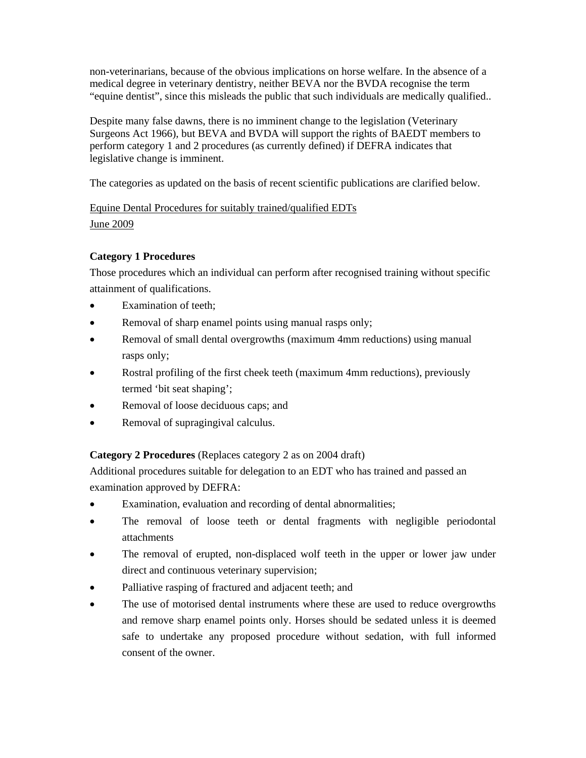non-veterinarians, because of the obvious implications on horse welfare. In the absence of a medical degree in veterinary dentistry, neither BEVA nor the BVDA recognise the term "equine dentist", since this misleads the public that such individuals are medically qualified..

Despite many false dawns, there is no imminent change to the legislation (Veterinary Surgeons Act 1966), but BEVA and BVDA will support the rights of BAEDT members to perform category 1 and 2 procedures (as currently defined) if DEFRA indicates that legislative change is imminent.

The categories as updated on the basis of recent scientific publications are clarified below.

Equine Dental Procedures for suitably trained/qualified EDTs
June 2009

**Category 1 Procedures**

Those procedures which an individual can perform after recognised training without specific attainment of qualifications.

- Examination of teeth;
- Removal of sharp enamel points using manual rasps only;
- Removal of small dental overgrowths (maximum 4mm reductions) using manual rasps only;
- Rostral profiling of the first cheek teeth (maximum 4mm reductions), previously termed 'bit seat shaping';
- Removal of loose deciduous caps; and
- Removal of supragingival calculus.

**Category 2 Procedures** (Replaces category 2 as on 2004 draft)

Additional procedures suitable for delegation to an EDT who has trained and passed an examination approved by DEFRA:

- Examination, evaluation and recording of dental abnormalities;
- The removal of loose teeth or dental fragments with negligible periodontal attachments
- The removal of erupted, non-displaced wolf teeth in the upper or lower jaw under direct and continuous veterinary supervision;
- Palliative rasping of fractured and adjacent teeth; and
- The use of motorised dental instruments where these are used to reduce overgrowths and remove sharp enamel points only. Horses should be sedated unless it is deemed safe to undertake any proposed procedure without sedation, with full informed consent of the owner.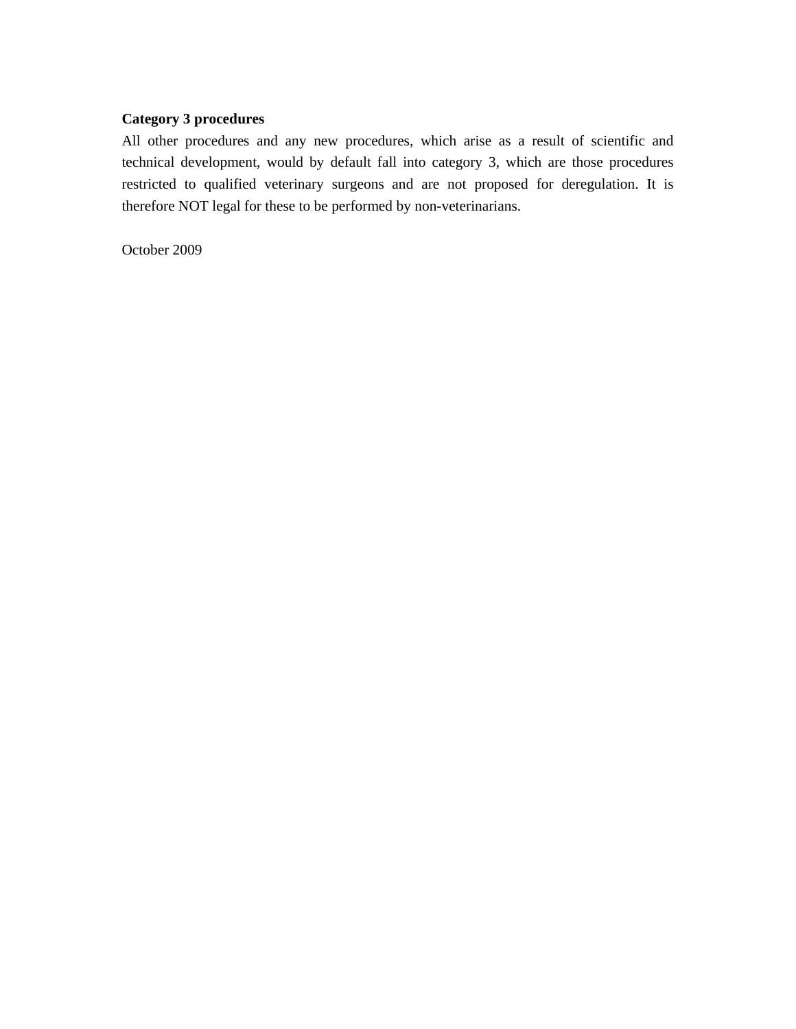**Category 3 procedures**

All other procedures and any new procedures, which arise as a result of scientific and technical development, would by default fall into category 3, which are those procedures restricted to qualified veterinary surgeons and are not proposed for deregulation. It is therefore NOT legal for these to be performed by non-veterinarians.

October 2009